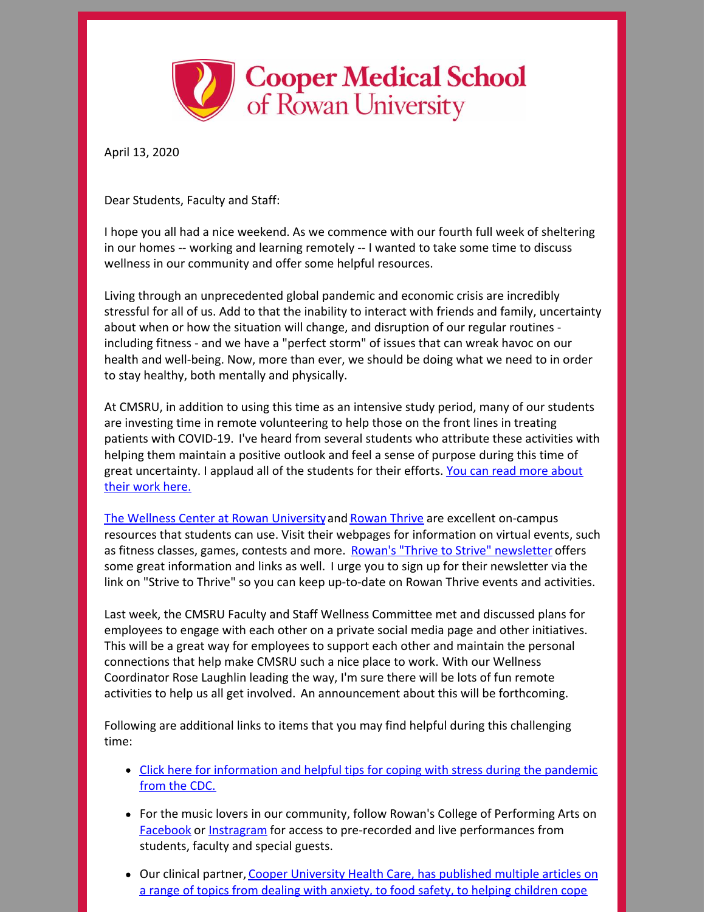# Cooper Medical School of Rowan University

April 13, 2020

Dear Students, Faculty and Staff:

I hope you all had a nice weekend. As we commence with our fourth full week of sheltering in our homes -- working and learning remotely -- I wanted to take some time to discuss wellness in our community and offer some helpful resources.

Living through an unprecedented global pandemic and economic crisis are incredibly stressful for all of us. Add to that the inability to interact with friends and family, uncertainty about when or how the situation will change, and disruption of our regular routines - including fitness - and we have a "perfect storm" of issues that can wreak havoc on our health and well-being. Now, more than ever, we should be doing what we need to in order to stay healthy, both mentally and physically.

At CMSRU, in addition to using this time as an intensive study period, many of our students are investing time in remote volunteering to help those on the front lines in treating patients with COVID-19. I've heard from several students who attribute these activities with helping them maintain a positive outlook and feel a sense of purpose during this time of great uncertainty. I applaud all of the students for their efforts. [You can read more about their work here.]

[The Wellness Center at Rowan University] and [Rowan Thrive] are excellent on-campus resources that students can use. Visit their webpages for information on virtual events, such as fitness classes, games, contests and more. [Rowan's "Thrive to Strive" newsletter] offers some great information and links as well. I urge you to sign up for their newsletter via the link on "Strive to Thrive" so you can keep up-to-date on Rowan Thrive events and activities.

Last week, the CMSRU Faculty and Staff Wellness Committee met and discussed plans for employees to engage with each other on a private social media page and other initiatives. This will be a great way for employees to support each other and maintain the personal connections that help make CMSRU such a nice place to work. With our Wellness Coordinator Rose Laughlin leading the way, I'm sure there will be lots of fun remote activities to help us all get involved. An announcement about this will be forthcoming.

Following are additional links to items that you may find helpful during this challenging time:

- [Click here for information and helpful tips for coping with stress during the pandemic from the CDC.]
- For the music lovers in our community, follow Rowan's College of Performing Arts on [Facebook] or [Instragram] for access to pre-recorded and live performances from students, faculty and special guests.
- Our clinical partner, [Cooper University Health Care, has published multiple articles on a range of topics from dealing with anxiety, to food safety, to helping children cope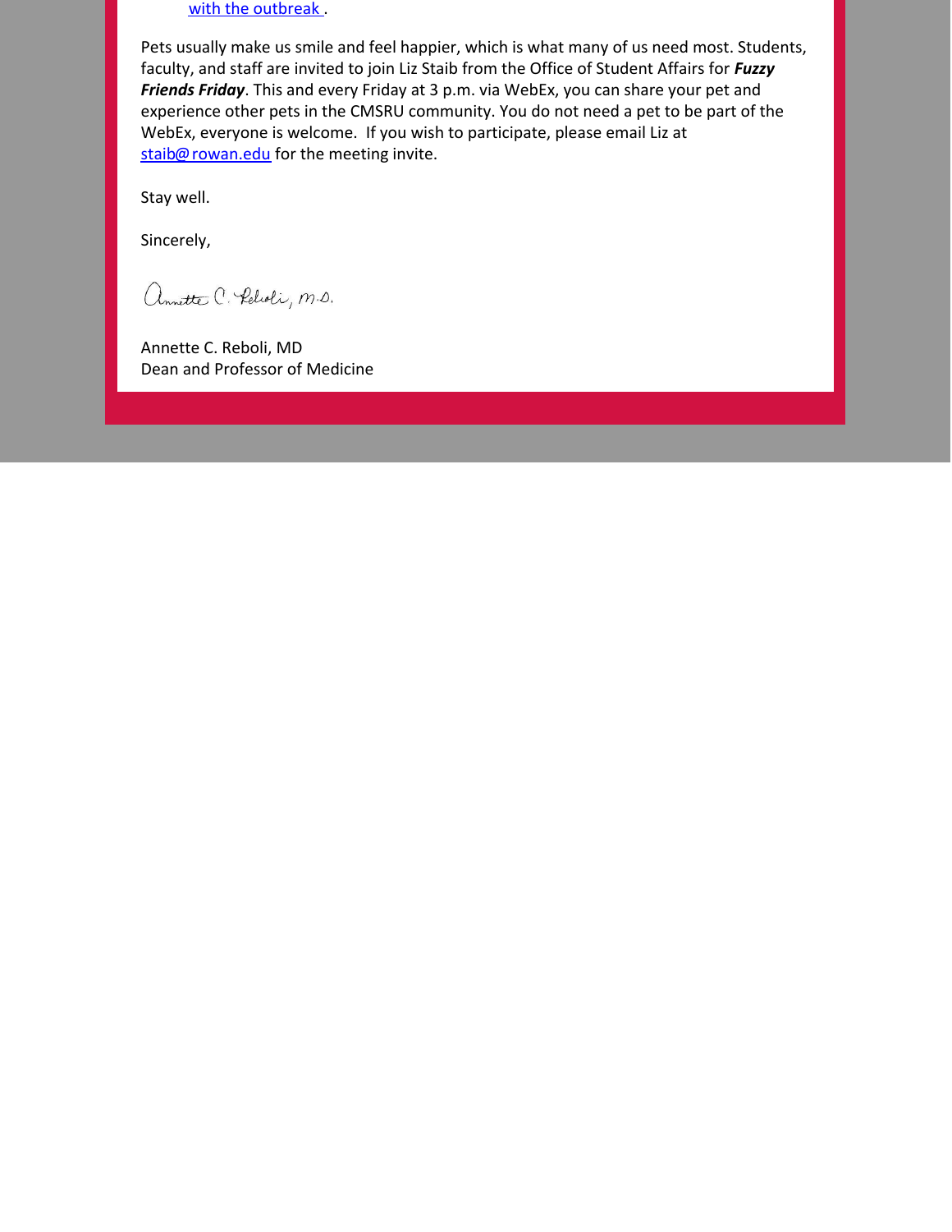[with the outbreak](#).

Pets usually make us smile and feel happier, which is what many of us need most. Students, faculty, and staff are invited to join Liz Staib from the Office of Student Affairs for ***Fuzzy Friends Friday***. This and every Friday at 3 p.m. via WebEx, you can share your pet and experience other pets in the CMSRU community. You do not need a pet to be part of the WebEx, everyone is welcome. If you wish to participate, please email Liz at staib@rowan.edu for the meeting invite.

Stay well.

Sincerely,

Annette C. Reboli, M.D.

Annette C. Reboli, MD
Dean and Professor of Medicine